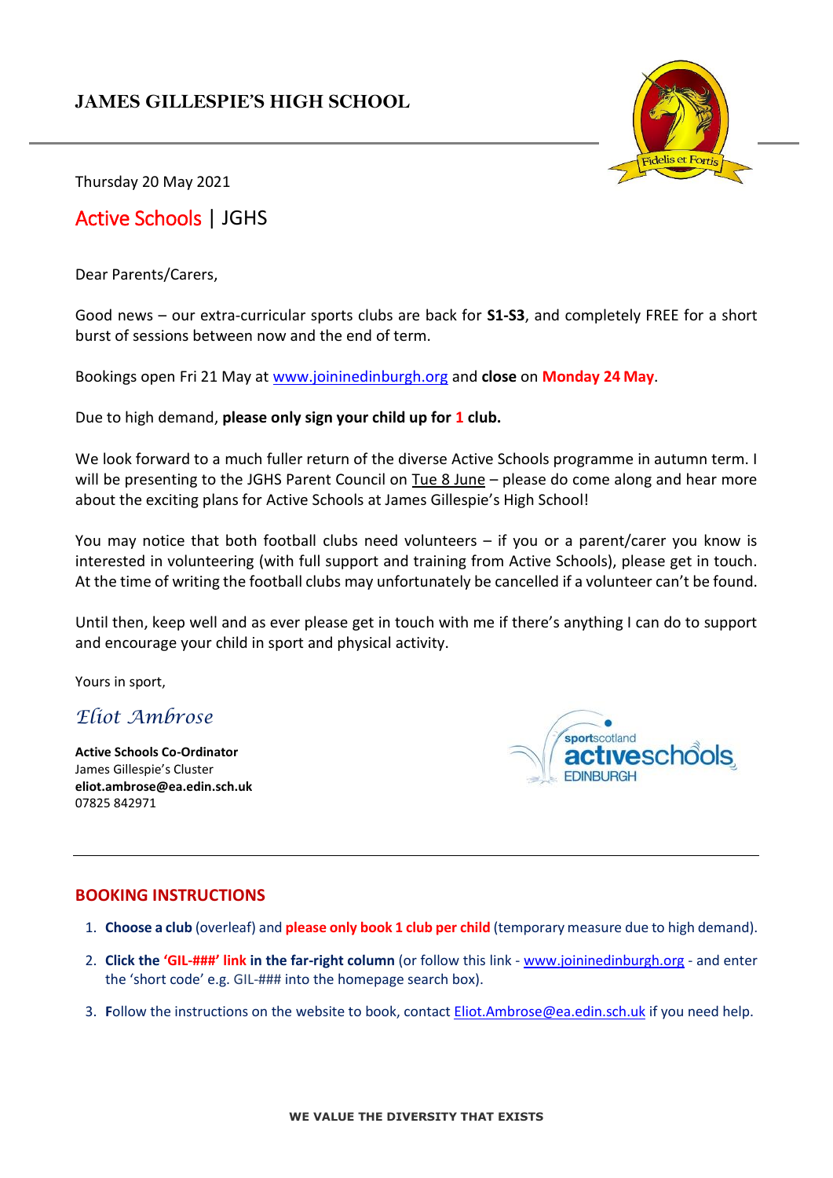# JAMES GILLESPIE'S HIGH SCHOOL

Thursday 20 May 2021

## Active Schools | JGHS

Dear Parents/Carers,

Good news – our extra-curricular sports clubs are back for **S1-S3**, and completely FREE for a short burst of sessions between now and the end of term.

Bookings open Fri 21 May at www.joininedinburgh.org and **close** on **Monday 24 May**.

Due to high demand, **please only sign your child up for 1 club.**

We look forward to a much fuller return of the diverse Active Schools programme in autumn term. I will be presenting to the JGHS Parent Council on Tue 8 June – please do come along and hear more about the exciting plans for Active Schools at James Gillespie's High School!

You may notice that both football clubs need volunteers – if you or a parent/carer you know is interested in volunteering (with full support and training from Active Schools), please get in touch. At the time of writing the football clubs may unfortunately be cancelled if a volunteer can't be found.

Until then, keep well and as ever please get in touch with me if there's anything I can do to support and encourage your child in sport and physical activity.

Yours in sport,

*Eliot Ambrose*

**Active Schools Co-Ordinator**
James Gillespie's Cluster
**eliot.ambrose@ea.edin.sch.uk**
07825 842971

---

## BOOKING INSTRUCTIONS

1. **Choose a club** (overleaf) and **please only book 1 club per child** (temporary measure due to high demand).
2. **Click the 'GIL-###' link in the far-right column** (or follow this link - www.joininedinburgh.org - and enter the 'short code' e.g. GIL-### into the homepage search box).
3. **F**ollow the instructions on the website to book, contact Eliot.Ambrose@ea.edin.sch.uk if you need help.

**WE VALUE THE DIVERSITY THAT EXISTS**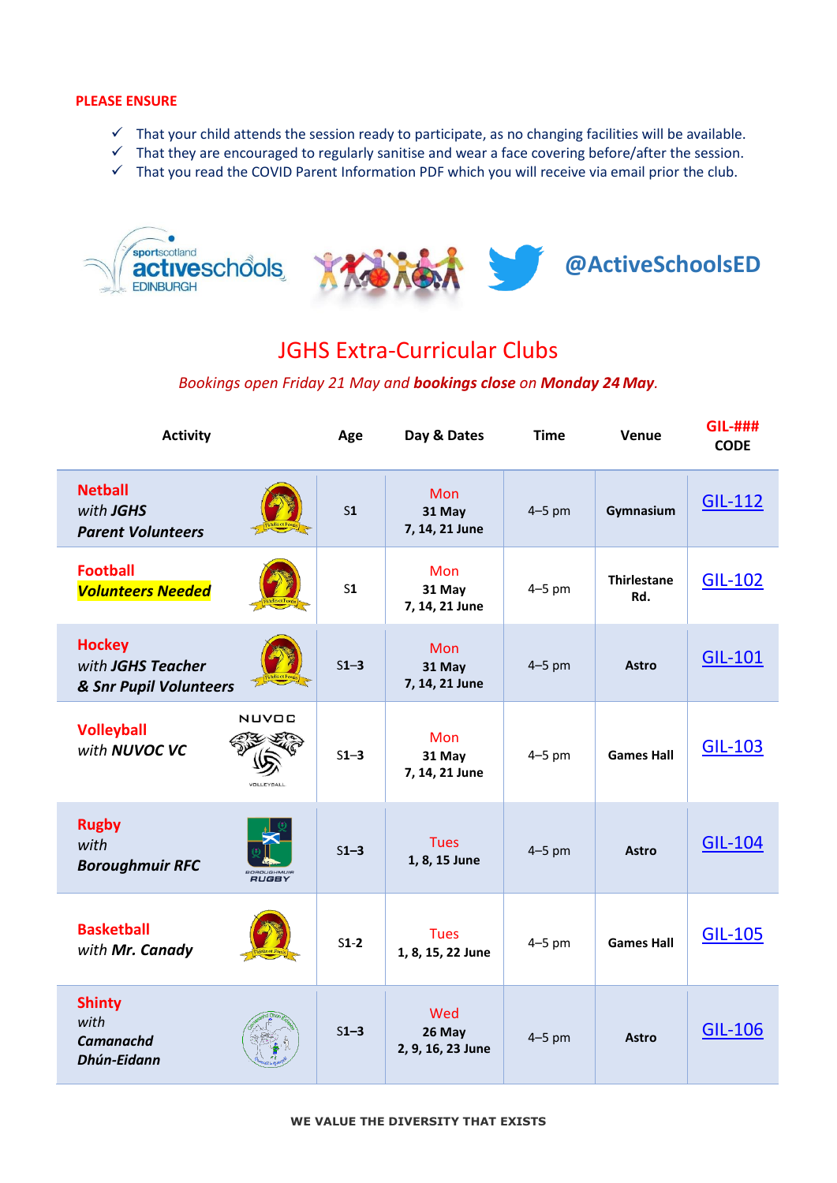**PLEASE ENSURE**

- ✓ That your child attends the session ready to participate, as no changing facilities will be available.
- ✓ That they are encouraged to regularly sanitise and wear a face covering before/after the session.
- ✓ That you read the COVID Parent Information PDF which you will receive via email prior the club.

sportscotland activeschools EDINBURGH

@ActiveSchoolsED

# JGHS Extra-Curricular Clubs

*Bookings open Friday 21 May and **bookings close** on **Monday 24 May**.*

| Activity | Age | Day & Dates | Time | Venue | GIL-### CODE |
|---|---|---|---|---|---|
| **Netball** *with **JGHS Parent Volunteers*** | S1 | Mon **31 May 7, 14, 21 June** | 4–5 pm | **Gymnasium** | GIL-112 |
| **Football** ***Volunteers Needed*** | S1 | Mon **31 May 7, 14, 21 June** | 4–5 pm | **Thirlestane Rd.** | GIL-102 |
| **Hockey** *with **JGHS Teacher & Snr Pupil Volunteers*** | S1–3 | Mon **31 May 7, 14, 21 June** | 4–5 pm | **Astro** | GIL-101 |
| **Volleyball** *with **NUVOC VC*** | S1–3 | Mon **31 May 7, 14, 21 June** | 4–5 pm | **Games Hall** | GIL-103 |
| **Rugby** *with **Boroughmuir RFC*** | S1–3 | Tues **1, 8, 15 June** | 4–5 pm | **Astro** | GIL-104 |
| **Basketball** *with **Mr. Canady*** | S1-2 | Tues **1, 8, 15, 22 June** | 4–5 pm | **Games Hall** | GIL-105 |
| **Shinty** *with **Camanachd Dhún-Eidann*** | S1–3 | Wed **26 May 2, 9, 16, 23 June** | 4–5 pm | **Astro** | GIL-106 |

**WE VALUE THE DIVERSITY THAT EXISTS**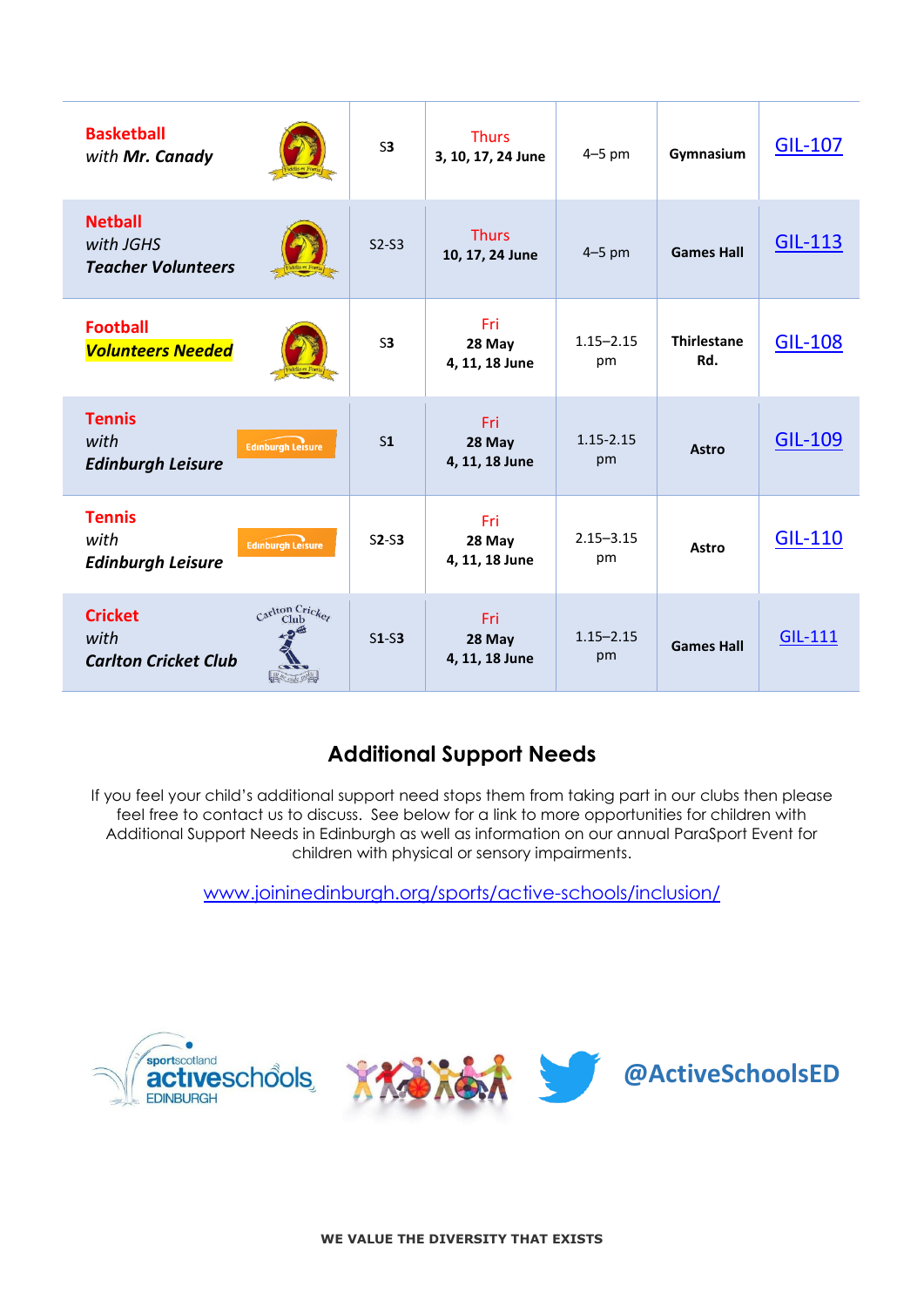| | | | | | |
|---|---|---|---|---|---|
| **Basketball** *with **Mr. Canady*** | S3 | Thurs **3, 10, 17, 24 June** | 4–5 pm | **Gymnasium** | GIL-107 |
| **Netball** *with JGHS **Teacher Volunteers*** | S2-S3 | Thurs **10, 17, 24 June** | 4–5 pm | **Games Hall** | GIL-113 |
| **Football** ***Volunteers Needed*** | S3 | Fri **28 May** **4, 11, 18 June** | 1.15–2.15 pm | **Thirlestane Rd.** | GIL-108 |
| **Tennis** *with **Edinburgh Leisure*** | S1 | Fri **28 May** **4, 11, 18 June** | 1.15-2.15 pm | **Astro** | GIL-109 |
| **Tennis** *with **Edinburgh Leisure*** | S2-S3 | Fri **28 May** **4, 11, 18 June** | 2.15–3.15 pm | **Astro** | GIL-110 |
| **Cricket** *with **Carlton Cricket Club*** | S1-S3 | Fri **28 May** **4, 11, 18 June** | 1.15–2.15 pm | **Games Hall** | GIL-111 |

## Additional Support Needs

If you feel your child's additional support need stops them from taking part in our clubs then please feel free to contact us to discuss. See below for a link to more opportunities for children with Additional Support Needs in Edinburgh as well as information on our annual ParaSport Event for children with physical or sensory impairments.

www.joininedinburgh.org/sports/active-schools/inclusion/

sportscotland activeschools EDINBURGH

**@ActiveSchoolsED**

**WE VALUE THE DIVERSITY THAT EXISTS**